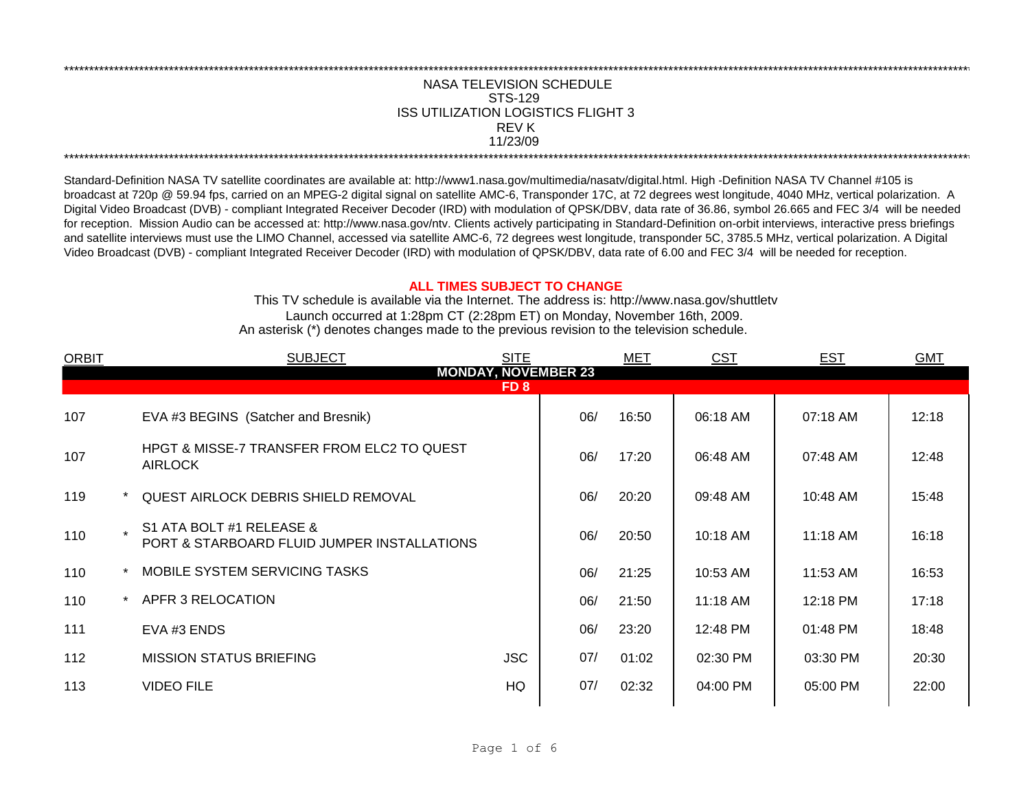*********************************************************************************************************************************************************************************************

# NASA TELEVISION SCHEDULE
## STS-129
## ISS UTILIZATION LOGISTICS FLIGHT 3
## REV K
## 11/23/09

*********************************************************************************************************************************************************************************************

Standard-Definition NASA TV satellite coordinates are available at: http://www1.nasa.gov/multimedia/nasatv/digital.html. High -Definition NASA TV Channel #105 is broadcast at 720p @ 59.94 fps, carried on an MPEG-2 digital signal on satellite AMC-6, Transponder 17C, at 72 degrees west longitude, 4040 MHz, vertical polarization. A Digital Video Broadcast (DVB) - compliant Integrated Receiver Decoder (IRD) with modulation of QPSK/DBV, data rate of 36.86, symbol 26.665 and FEC 3/4 will be needed for reception. Mission Audio can be accessed at: http://www.nasa.gov/ntv. Clients actively participating in Standard-Definition on-orbit interviews, interactive press briefings and satellite interviews must use the LIMO Channel, accessed via satellite AMC-6, 72 degrees west longitude, transponder 5C, 3785.5 MHz, vertical polarization. A Digital Video Broadcast (DVB) - compliant Integrated Receiver Decoder (IRD) with modulation of QPSK/DBV, data rate of 6.00 and FEC 3/4 will be needed for reception.

**ALL TIMES SUBJECT TO CHANGE**

This TV schedule is available via the Internet. The address is: http://www.nasa.gov/shuttletv

Launch occurred at 1:28pm CT (2:28pm ET) on Monday, November 16th, 2009.

An asterisk (*) denotes changes made to the previous revision to the television schedule.

| ORBIT | | SUBJECT | SITE | MET | | CST | EST | GMT |
|---|---|---|---|---|---|---|---|---|
| **MONDAY, NOVEMBER 23** | | | | | | | | |
| **FD 8** | | | | | | | | |
| 107 | | EVA #3 BEGINS (Satcher and Bresnik) | | 06/ | 16:50 | 06:18 AM | 07:18 AM | 12:18 |
| 107 | | HPGT & MISSE-7 TRANSFER FROM ELC2 TO QUEST AIRLOCK | | 06/ | 17:20 | 06:48 AM | 07:48 AM | 12:48 |
| 119 | * | QUEST AIRLOCK DEBRIS SHIELD REMOVAL | | 06/ | 20:20 | 09:48 AM | 10:48 AM | 15:48 |
| 110 | * | S1 ATA BOLT #1 RELEASE & PORT & STARBOARD FLUID JUMPER INSTALLATIONS | | 06/ | 20:50 | 10:18 AM | 11:18 AM | 16:18 |
| 110 | * | MOBILE SYSTEM SERVICING TASKS | | 06/ | 21:25 | 10:53 AM | 11:53 AM | 16:53 |
| 110 | * | APFR 3 RELOCATION | | 06/ | 21:50 | 11:18 AM | 12:18 PM | 17:18 |
| 111 | | EVA #3 ENDS | | 06/ | 23:20 | 12:48 PM | 01:48 PM | 18:48 |
| 112 | | MISSION STATUS BRIEFING | JSC | 07/ | 01:02 | 02:30 PM | 03:30 PM | 20:30 |
| 113 | | VIDEO FILE | HQ | 07/ | 02:32 | 04:00 PM | 05:00 PM | 22:00 |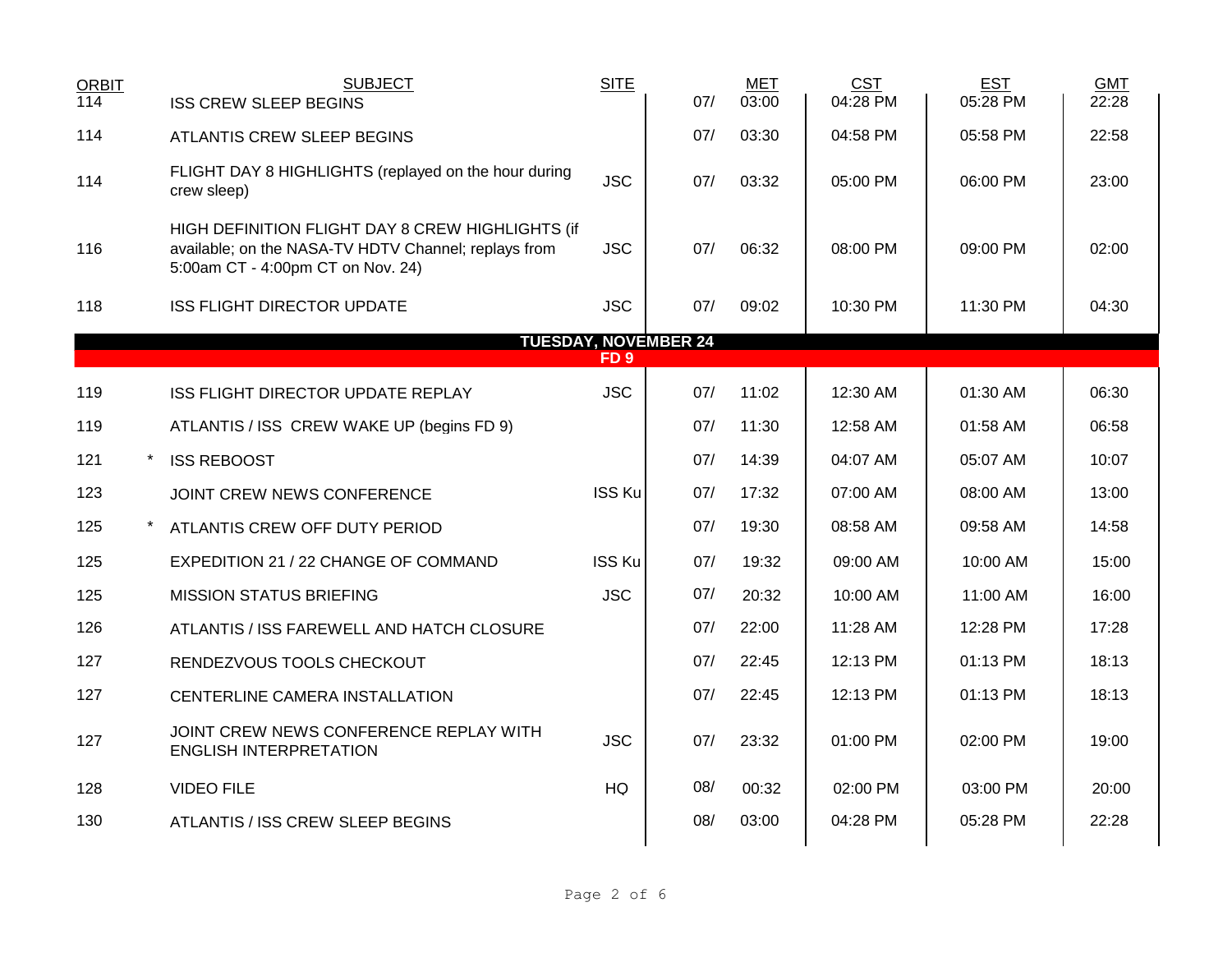| ORBIT | | SUBJECT | SITE | | MET | CST | EST | GMT |
|---|---|---|---|---|---|---|---|---|
| 114 | | ISS CREW SLEEP BEGINS | | 07/ | 03:00 | 04:28 PM | 05:28 PM | 22:28 |
| 114 | | ATLANTIS CREW SLEEP BEGINS | | 07/ | 03:30 | 04:58 PM | 05:58 PM | 22:58 |
| 114 | | FLIGHT DAY 8 HIGHLIGHTS (replayed on the hour during crew sleep) | JSC | 07/ | 03:32 | 05:00 PM | 06:00 PM | 23:00 |
| 116 | | HIGH DEFINITION FLIGHT DAY 8 CREW HIGHLIGHTS (if available; on the NASA-TV HDTV Channel; replays from 5:00am CT - 4:00pm CT on Nov. 24) | JSC | 07/ | 06:32 | 08:00 PM | 09:00 PM | 02:00 |
| 118 | | ISS FLIGHT DIRECTOR UPDATE | JSC | 07/ | 09:02 | 10:30 PM | 11:30 PM | 04:30 |
| | | **TUESDAY, NOVEMBER 24** | | | | | | |
| | | **FD 9** | | | | | | |
| 119 | | ISS FLIGHT DIRECTOR UPDATE REPLAY | JSC | 07/ | 11:02 | 12:30 AM | 01:30 AM | 06:30 |
| 119 | | ATLANTIS / ISS CREW WAKE UP (begins FD 9) | | 07/ | 11:30 | 12:58 AM | 01:58 AM | 06:58 |
| 121 | * | ISS REBOOST | | 07/ | 14:39 | 04:07 AM | 05:07 AM | 10:07 |
| 123 | | JOINT CREW NEWS CONFERENCE | ISS Ku | 07/ | 17:32 | 07:00 AM | 08:00 AM | 13:00 |
| 125 | * | ATLANTIS CREW OFF DUTY PERIOD | | 07/ | 19:30 | 08:58 AM | 09:58 AM | 14:58 |
| 125 | | EXPEDITION 21 / 22 CHANGE OF COMMAND | ISS Ku | 07/ | 19:32 | 09:00 AM | 10:00 AM | 15:00 |
| 125 | | MISSION STATUS BRIEFING | JSC | 07/ | 20:32 | 10:00 AM | 11:00 AM | 16:00 |
| 126 | | ATLANTIS / ISS FAREWELL AND HATCH CLOSURE | | 07/ | 22:00 | 11:28 AM | 12:28 PM | 17:28 |
| 127 | | RENDEZVOUS TOOLS CHECKOUT | | 07/ | 22:45 | 12:13 PM | 01:13 PM | 18:13 |
| 127 | | CENTERLINE CAMERA INSTALLATION | | 07/ | 22:45 | 12:13 PM | 01:13 PM | 18:13 |
| 127 | | JOINT CREW NEWS CONFERENCE REPLAY WITH ENGLISH INTERPRETATION | JSC | 07/ | 23:32 | 01:00 PM | 02:00 PM | 19:00 |
| 128 | | VIDEO FILE | HQ | 08/ | 00:32 | 02:00 PM | 03:00 PM | 20:00 |
| 130 | | ATLANTIS / ISS CREW SLEEP BEGINS | | 08/ | 03:00 | 04:28 PM | 05:28 PM | 22:28 |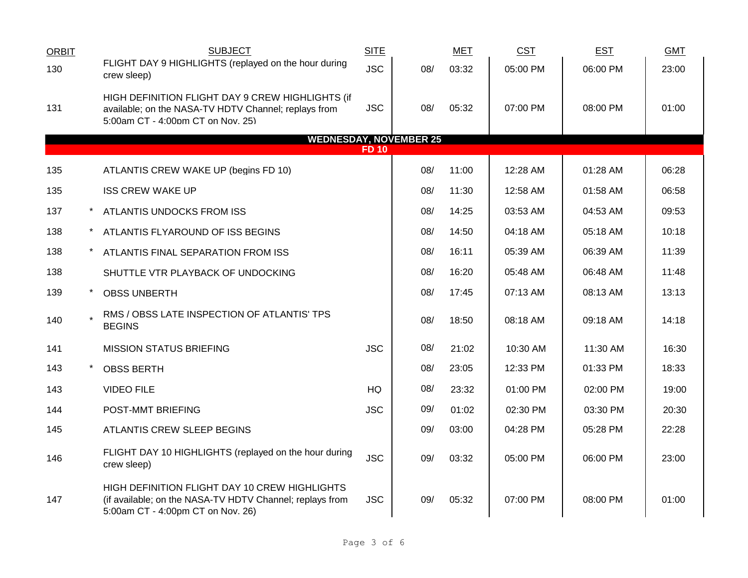| ORBIT | | SUBJECT | SITE | | MET | CST | EST | GMT |
|---|---|---|---|---|---|---|---|---|
| 130 | | FLIGHT DAY 9 HIGHLIGHTS (replayed on the hour during crew sleep) | JSC | 08/ | 03:32 | 05:00 PM | 06:00 PM | 23:00 |
| 131 | | HIGH DEFINITION FLIGHT DAY 9 CREW HIGHLIGHTS (if available; on the NASA-TV HDTV Channel; replays from 5:00am CT - 4:00pm CT on Nov. 25) | JSC | 08/ | 05:32 | 07:00 PM | 08:00 PM | 01:00 |
| | | **WEDNESDAY, NOVEMBER 25** | | | | | | |
| | | **FD 10** | | | | | | |
| 135 | | ATLANTIS CREW WAKE UP (begins FD 10) | | 08/ | 11:00 | 12:28 AM | 01:28 AM | 06:28 |
| 135 | | ISS CREW WAKE UP | | 08/ | 11:30 | 12:58 AM | 01:58 AM | 06:58 |
| 137 | * | ATLANTIS UNDOCKS FROM ISS | | 08/ | 14:25 | 03:53 AM | 04:53 AM | 09:53 |
| 138 | * | ATLANTIS FLYAROUND OF ISS BEGINS | | 08/ | 14:50 | 04:18 AM | 05:18 AM | 10:18 |
| 138 | * | ATLANTIS FINAL SEPARATION FROM ISS | | 08/ | 16:11 | 05:39 AM | 06:39 AM | 11:39 |
| 138 | | SHUTTLE VTR PLAYBACK OF UNDOCKING | | 08/ | 16:20 | 05:48 AM | 06:48 AM | 11:48 |
| 139 | * | OBSS UNBERTH | | 08/ | 17:45 | 07:13 AM | 08:13 AM | 13:13 |
| 140 | * | RMS / OBSS LATE INSPECTION OF ATLANTIS' TPS BEGINS | | 08/ | 18:50 | 08:18 AM | 09:18 AM | 14:18 |
| 141 | | MISSION STATUS BRIEFING | JSC | 08/ | 21:02 | 10:30 AM | 11:30 AM | 16:30 |
| 143 | * | OBSS BERTH | | 08/ | 23:05 | 12:33 PM | 01:33 PM | 18:33 |
| 143 | | VIDEO FILE | HQ | 08/ | 23:32 | 01:00 PM | 02:00 PM | 19:00 |
| 144 | | POST-MMT BRIEFING | JSC | 09/ | 01:02 | 02:30 PM | 03:30 PM | 20:30 |
| 145 | | ATLANTIS CREW SLEEP BEGINS | | 09/ | 03:00 | 04:28 PM | 05:28 PM | 22:28 |
| 146 | | FLIGHT DAY 10 HIGHLIGHTS (replayed on the hour during crew sleep) | JSC | 09/ | 03:32 | 05:00 PM | 06:00 PM | 23:00 |
| 147 | | HIGH DEFINITION FLIGHT DAY 10 CREW HIGHLIGHTS (if available; on the NASA-TV HDTV Channel; replays from 5:00am CT - 4:00pm CT on Nov. 26) | JSC | 09/ | 05:32 | 07:00 PM | 08:00 PM | 01:00 |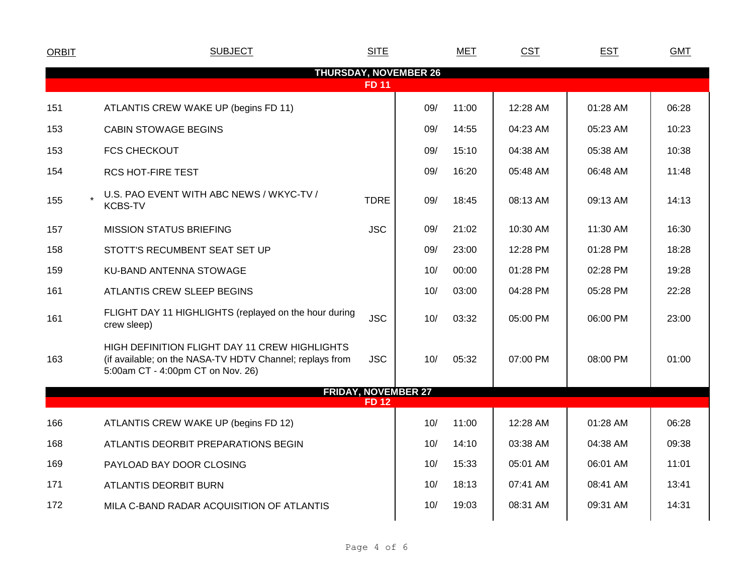| ORBIT | | SUBJECT | SITE | MET | | CST | EST | GMT |
|---|---|---|---|---|---|---|---|---|
| **THURSDAY, NOVEMBER 26** | | | | | | | | |
| **FD 11** | | | | | | | | |
| 151 | | ATLANTIS CREW WAKE UP (begins FD 11) | | 09/ | 11:00 | 12:28 AM | 01:28 AM | 06:28 |
| 153 | | CABIN STOWAGE BEGINS | | 09/ | 14:55 | 04:23 AM | 05:23 AM | 10:23 |
| 153 | | FCS CHECKOUT | | 09/ | 15:10 | 04:38 AM | 05:38 AM | 10:38 |
| 154 | | RCS HOT-FIRE TEST | | 09/ | 16:20 | 05:48 AM | 06:48 AM | 11:48 |
| 155 | * | U.S. PAO EVENT WITH ABC NEWS / WKYC-TV / KCBS-TV | TDRE | 09/ | 18:45 | 08:13 AM | 09:13 AM | 14:13 |
| 157 | | MISSION STATUS BRIEFING | JSC | 09/ | 21:02 | 10:30 AM | 11:30 AM | 16:30 |
| 158 | | STOTT'S RECUMBENT SEAT SET UP | | 09/ | 23:00 | 12:28 PM | 01:28 PM | 18:28 |
| 159 | | KU-BAND ANTENNA STOWAGE | | 10/ | 00:00 | 01:28 PM | 02:28 PM | 19:28 |
| 161 | | ATLANTIS CREW SLEEP BEGINS | | 10/ | 03:00 | 04:28 PM | 05:28 PM | 22:28 |
| 161 | | FLIGHT DAY 11 HIGHLIGHTS (replayed on the hour during crew sleep) | JSC | 10/ | 03:32 | 05:00 PM | 06:00 PM | 23:00 |
| 163 | | HIGH DEFINITION FLIGHT DAY 11 CREW HIGHLIGHTS (if available; on the NASA-TV HDTV Channel; replays from 5:00am CT - 4:00pm CT on Nov. 26) | JSC | 10/ | 05:32 | 07:00 PM | 08:00 PM | 01:00 |
| **FRIDAY, NOVEMBER 27** | | | | | | | | |
| **FD 12** | | | | | | | | |
| 166 | | ATLANTIS CREW WAKE UP (begins FD 12) | | 10/ | 11:00 | 12:28 AM | 01:28 AM | 06:28 |
| 168 | | ATLANTIS DEORBIT PREPARATIONS BEGIN | | 10/ | 14:10 | 03:38 AM | 04:38 AM | 09:38 |
| 169 | | PAYLOAD BAY DOOR CLOSING | | 10/ | 15:33 | 05:01 AM | 06:01 AM | 11:01 |
| 171 | | ATLANTIS DEORBIT BURN | | 10/ | 18:13 | 07:41 AM | 08:41 AM | 13:41 |
| 172 | | MILA C-BAND RADAR ACQUISITION OF ATLANTIS | | 10/ | 19:03 | 08:31 AM | 09:31 AM | 14:31 |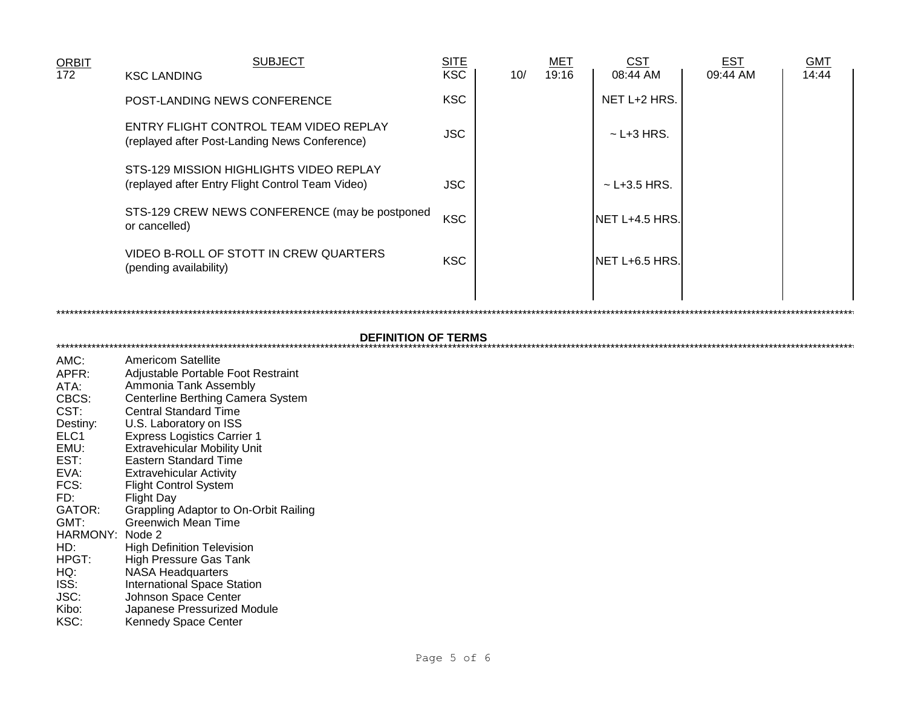| ORBIT | SUBJECT | SITE | | MET | CST | EST | GMT |
|---|---|---|---|---|---|---|---|
| 172 | KSC LANDING | KSC | 10/ | 19:16 | 08:44 AM | 09:44 AM | 14:44 |
| | POST-LANDING NEWS CONFERENCE | KSC | | | NET L+2 HRS. | | |
| | ENTRY FLIGHT CONTROL TEAM VIDEO REPLAY (replayed after Post-Landing News Conference) | JSC | | | ~ L+3 HRS. | | |
| | STS-129 MISSION HIGHLIGHTS VIDEO REPLAY (replayed after Entry Flight Control Team Video) | JSC | | | ~ L+3.5 HRS. | | |
| | STS-129 CREW NEWS CONFERENCE (may be postponed or cancelled) | KSC | | | NET L+4.5 HRS. | | |
| | VIDEO B-ROLL OF STOTT IN CREW QUARTERS (pending availability) | KSC | | | NET L+6.5 HRS. | | |

## DEFINITION OF TERMS

AMC: Americom Satellite
APFR: Adjustable Portable Foot Restraint
ATA: Ammonia Tank Assembly
CBCS: Centerline Berthing Camera System
CST: Central Standard Time
Destiny: U.S. Laboratory on ISS
ELC1 Express Logistics Carrier 1
EMU: Extravehicular Mobility Unit
EST: Eastern Standard Time
EVA: Extravehicular Activity
FCS: Flight Control System
FD: Flight Day
GATOR: Grappling Adaptor to On-Orbit Railing
GMT: Greenwich Mean Time
HARMONY: Node 2
HD: High Definition Television
HPGT: High Pressure Gas Tank
HQ: NASA Headquarters
ISS: International Space Station
JSC: Johnson Space Center
Kibo: Japanese Pressurized Module
KSC: Kennedy Space Center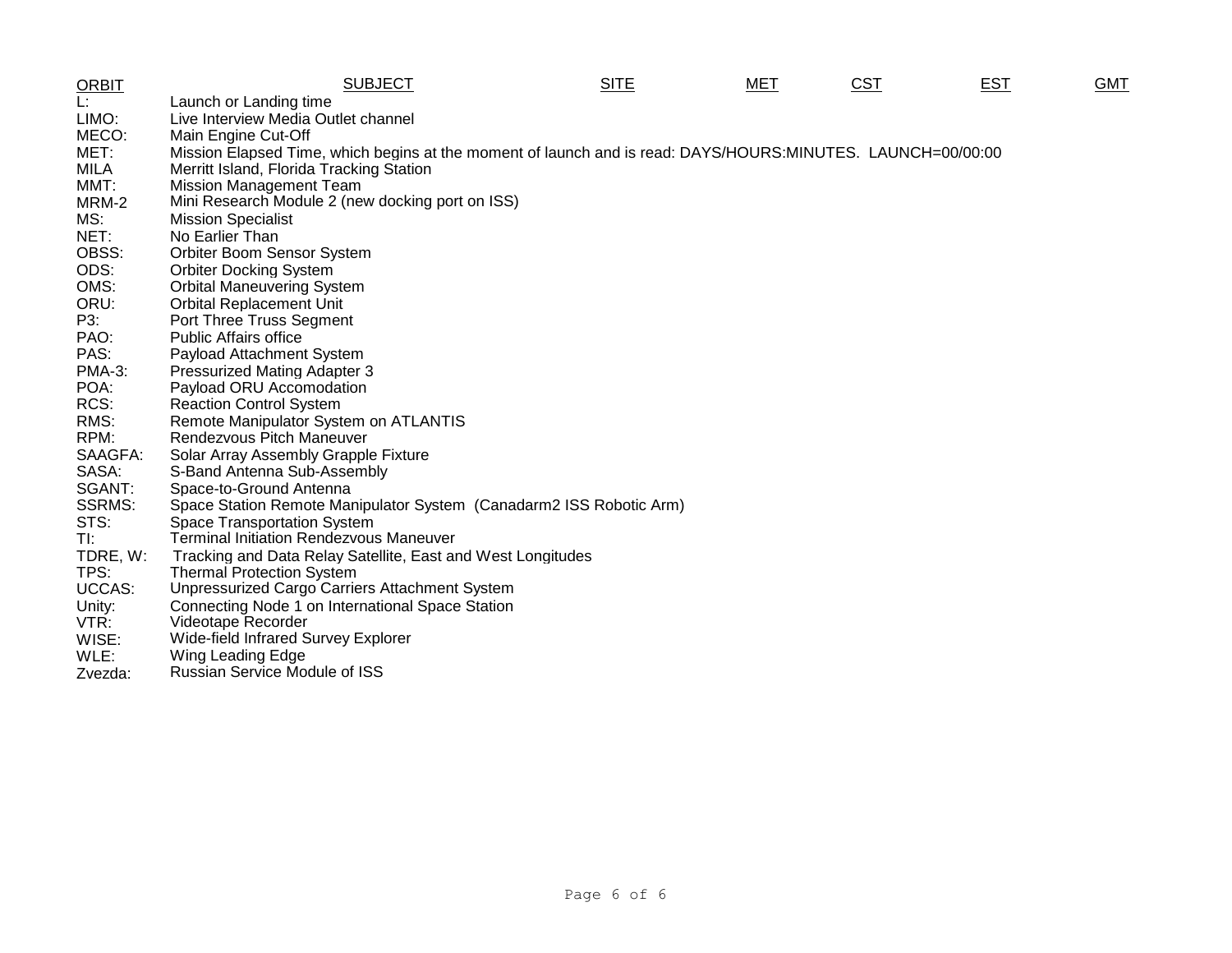| ORBIT | SUBJECT | SITE | MET | CST | EST | GMT |
|---|---|---|---|---|---|---|

| | |
|---|---|
| L: | Launch or Landing time |
| LIMO: | Live Interview Media Outlet channel |
| MECO: | Main Engine Cut-Off |
| MET: | Mission Elapsed Time, which begins at the moment of launch and is read: DAYS/HOURS:MINUTES. LAUNCH=00/00:00 |
| MILA | Merritt Island, Florida Tracking Station |
| MMT: | Mission Management Team |
| MRM-2 | Mini Research Module 2 (new docking port on ISS) |
| MS: | Mission Specialist |
| NET: | No Earlier Than |
| OBSS: | Orbiter Boom Sensor System |
| ODS: | Orbiter Docking System |
| OMS: | Orbital Maneuvering System |
| ORU: | Orbital Replacement Unit |
| P3: | Port Three Truss Segment |
| PAO: | Public Affairs office |
| PAS: | Payload Attachment System |
| PMA-3: | Pressurized Mating Adapter 3 |
| POA: | Payload ORU Accomodation |
| RCS: | Reaction Control System |
| RMS: | Remote Manipulator System on ATLANTIS |
| RPM: | Rendezvous Pitch Maneuver |
| SAAGFA: | Solar Array Assembly Grapple Fixture |
| SASA: | S-Band Antenna Sub-Assembly |
| SGANT: | Space-to-Ground Antenna |
| SSRMS: | Space Station Remote Manipulator System (Canadarm2 ISS Robotic Arm) |
| STS: | Space Transportation System |
| TI: | Terminal Initiation Rendezvous Maneuver |
| TDRE, W: | Tracking and Data Relay Satellite, East and West Longitudes |
| TPS: | Thermal Protection System |
| UCCAS: | Unpressurized Cargo Carriers Attachment System |
| Unity: | Connecting Node 1 on International Space Station |
| VTR: | Videotape Recorder |
| WISE: | Wide-field Infrared Survey Explorer |
| WLE: | Wing Leading Edge |
| Zvezda: | Russian Service Module of ISS |